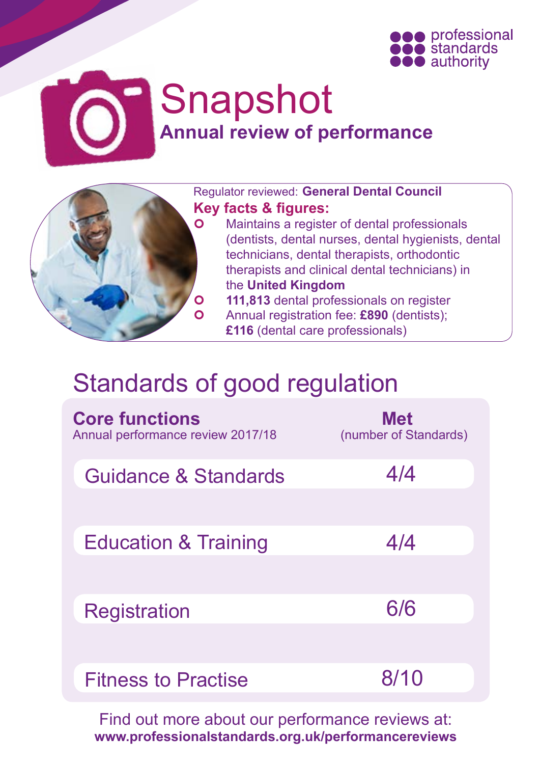professional standards authority

# Snapshot

## Annual review of performance

Regulator reviewed: **General Dental Council**

**Key facts & figures:**

- Maintains a register of dental professionals (dentists, dental nurses, dental hygienists, dental technicians, dental therapists, orthodontic therapists and clinical dental technicians) in the **United Kingdom**
- **111,813** dental professionals on register
- Annual registration fee: **£890** (dentists); **£116** (dental care professionals)

## Standards of good regulation

| **Core functions** Annual performance review 2017/18 | **Met** (number of Standards) |
|---|---|
| Guidance & Standards | 4/4 |
| Education & Training | 4/4 |
| Registration | 6/6 |
| Fitness to Practise | 8/10 |

Find out more about our performance reviews at:
**www.professionalstandards.org.uk/performancereviews**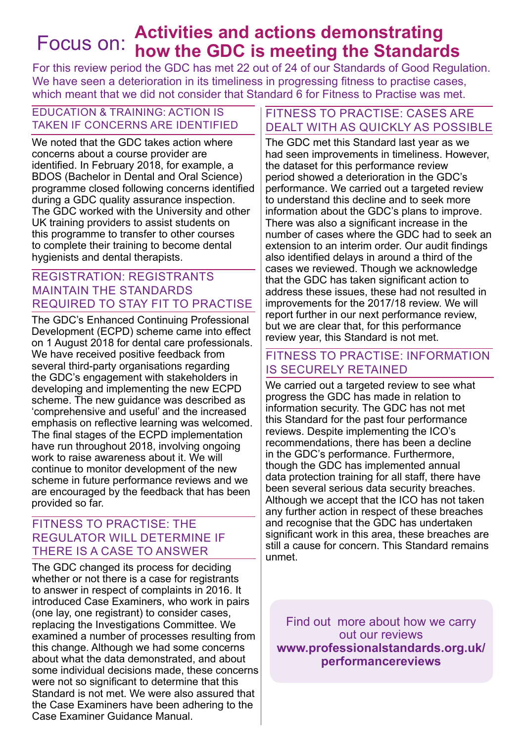# Focus on: Activities and actions demonstrating how the GDC is meeting the Standards

For this review period the GDC has met 22 out of 24 of our Standards of Good Regulation. We have seen a deterioration in its timeliness in progressing fitness to practise cases, which meant that we did not consider that Standard 6 for Fitness to Practise was met.

## EDUCATION & TRAINING: ACTION IS TAKEN IF CONCERNS ARE IDENTIFIED

We noted that the GDC takes action where concerns about a course provider are identified. In February 2018, for example, a BDOS (Bachelor in Dental and Oral Science) programme closed following concerns identified during a GDC quality assurance inspection. The GDC worked with the University and other UK training providers to assist students on this programme to transfer to other courses to complete their training to become dental hygienists and dental therapists.

## REGISTRATION: REGISTRANTS MAINTAIN THE STANDARDS REQUIRED TO STAY FIT TO PRACTISE

The GDC's Enhanced Continuing Professional Development (ECPD) scheme came into effect on 1 August 2018 for dental care professionals. We have received positive feedback from several third-party organisations regarding the GDC's engagement with stakeholders in developing and implementing the new ECPD scheme. The new guidance was described as 'comprehensive and useful' and the increased emphasis on reflective learning was welcomed. The final stages of the ECPD implementation have run throughout 2018, involving ongoing work to raise awareness about it. We will continue to monitor development of the new scheme in future performance reviews and we are encouraged by the feedback that has been provided so far.

## FITNESS TO PRACTISE: THE REGULATOR WILL DETERMINE IF THERE IS A CASE TO ANSWER

The GDC changed its process for deciding whether or not there is a case for registrants to answer in respect of complaints in 2016. It introduced Case Examiners, who work in pairs (one lay, one registrant) to consider cases, replacing the Investigations Committee. We examined a number of processes resulting from this change. Although we had some concerns about what the data demonstrated, and about some individual decisions made, these concerns were not so significant to determine that this Standard is not met. We were also assured that the Case Examiners have been adhering to the Case Examiner Guidance Manual.

## FITNESS TO PRACTISE: CASES ARE DEALT WITH AS QUICKLY AS POSSIBLE

The GDC met this Standard last year as we had seen improvements in timeliness. However, the dataset for this performance review period showed a deterioration in the GDC's performance. We carried out a targeted review to understand this decline and to seek more information about the GDC's plans to improve. There was also a significant increase in the number of cases where the GDC had to seek an extension to an interim order. Our audit findings also identified delays in around a third of the cases we reviewed. Though we acknowledge that the GDC has taken significant action to address these issues, these had not resulted in improvements for the 2017/18 review. We will report further in our next performance review, but we are clear that, for this performance review year, this Standard is not met.

## FITNESS TO PRACTISE: INFORMATION IS SECURELY RETAINED

We carried out a targeted review to see what progress the GDC has made in relation to information security. The GDC has not met this Standard for the past four performance reviews. Despite implementing the ICO's recommendations, there has been a decline in the GDC's performance. Furthermore, though the GDC has implemented annual data protection training for all staff, there have been several serious data security breaches. Although we accept that the ICO has not taken any further action in respect of these breaches and recognise that the GDC has undertaken significant work in this area, these breaches are still a cause for concern. This Standard remains unmet.

Find out more about how we carry out our reviews
**www.professionalstandards.org.uk/performancereviews**